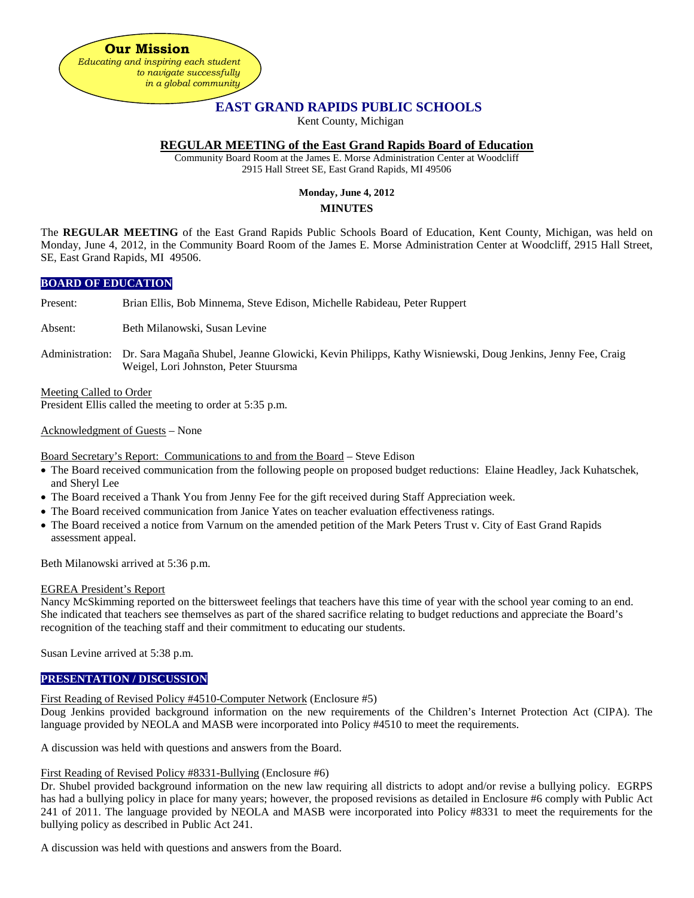**Our Mission**
*Educating and inspiring each student to navigate successfully in a global community*

# EAST GRAND RAPIDS PUBLIC SCHOOLS

Kent County, Michigan

## REGULAR MEETING of the East Grand Rapids Board of Education

Community Board Room at the James E. Morse Administration Center at Woodcliff
2915 Hall Street SE, East Grand Rapids, MI 49506

**Monday, June 4, 2012**

**MINUTES**

The **REGULAR MEETING** of the East Grand Rapids Public Schools Board of Education, Kent County, Michigan, was held on Monday, June 4, 2012, in the Community Board Room of the James E. Morse Administration Center at Woodcliff, 2915 Hall Street, SE, East Grand Rapids, MI 49506.

### BOARD OF EDUCATION

Present: Brian Ellis, Bob Minnema, Steve Edison, Michelle Rabideau, Peter Ruppert

Absent: Beth Milanowski, Susan Levine

Administration: Dr. Sara Magaña Shubel, Jeanne Glowicki, Kevin Philipps, Kathy Wisniewski, Doug Jenkins, Jenny Fee, Craig Weigel, Lori Johnston, Peter Stuursma

Meeting Called to Order
President Ellis called the meeting to order at 5:35 p.m.

Acknowledgment of Guests – None

Board Secretary's Report: Communications to and from the Board – Steve Edison

- The Board received communication from the following people on proposed budget reductions: Elaine Headley, Jack Kuhatschek, and Sheryl Lee
- The Board received a Thank You from Jenny Fee for the gift received during Staff Appreciation week.
- The Board received communication from Janice Yates on teacher evaluation effectiveness ratings.
- The Board received a notice from Varnum on the amended petition of the Mark Peters Trust v. City of East Grand Rapids assessment appeal.

Beth Milanowski arrived at 5:36 p.m.

EGREA President's Report
Nancy McSkimming reported on the bittersweet feelings that teachers have this time of year with the school year coming to an end. She indicated that teachers see themselves as part of the shared sacrifice relating to budget reductions and appreciate the Board's recognition of the teaching staff and their commitment to educating our students.

Susan Levine arrived at 5:38 p.m.

### PRESENTATION / DISCUSSION

First Reading of Revised Policy #4510-Computer Network (Enclosure #5)
Doug Jenkins provided background information on the new requirements of the Children's Internet Protection Act (CIPA). The language provided by NEOLA and MASB were incorporated into Policy #4510 to meet the requirements.

A discussion was held with questions and answers from the Board.

First Reading of Revised Policy #8331-Bullying (Enclosure #6)
Dr. Shubel provided background information on the new law requiring all districts to adopt and/or revise a bullying policy. EGRPS has had a bullying policy in place for many years; however, the proposed revisions as detailed in Enclosure #6 comply with Public Act 241 of 2011. The language provided by NEOLA and MASB were incorporated into Policy #8331 to meet the requirements for the bullying policy as described in Public Act 241.

A discussion was held with questions and answers from the Board.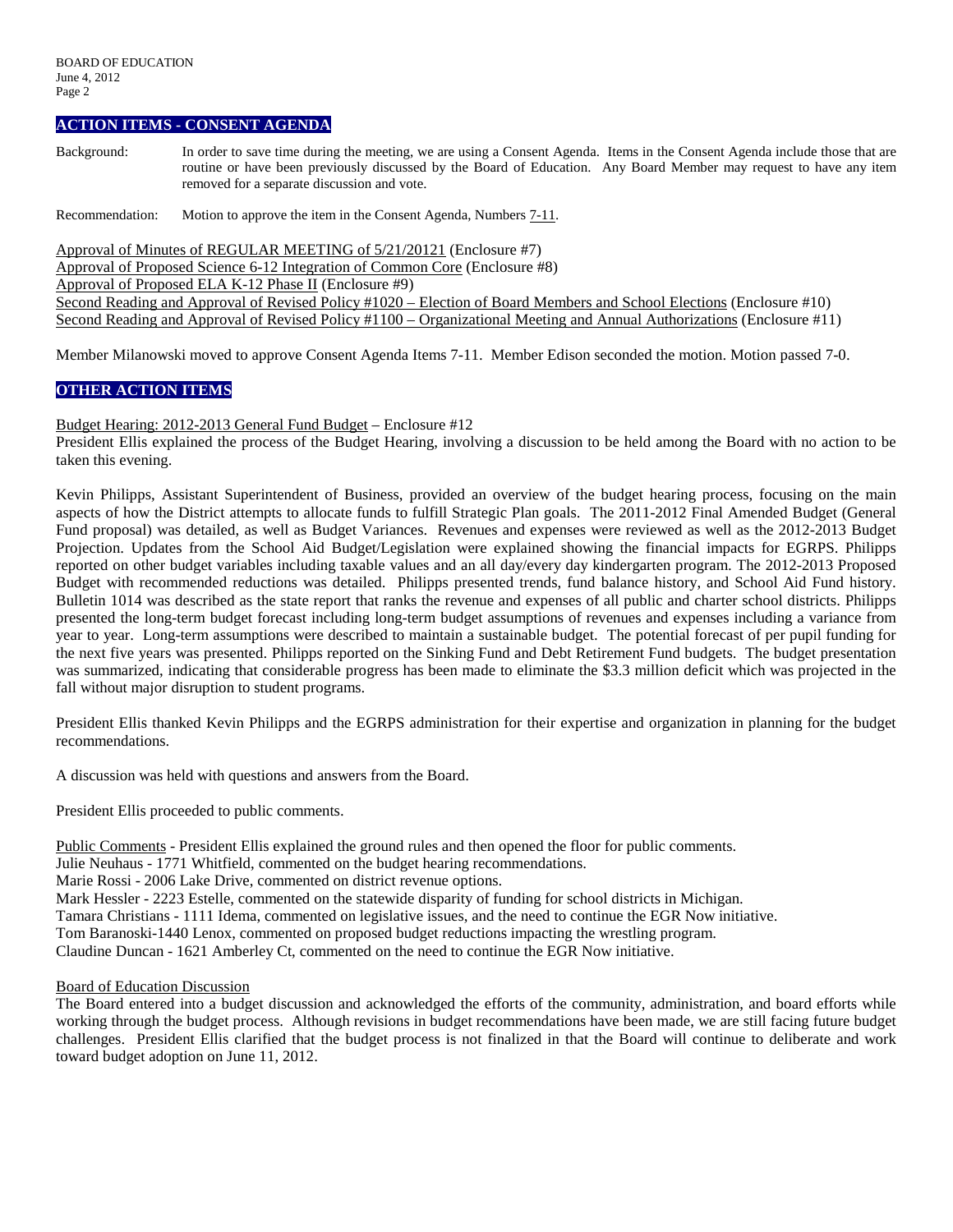## ACTION ITEMS - CONSENT AGENDA

Background: In order to save time during the meeting, we are using a Consent Agenda. Items in the Consent Agenda include those that are routine or have been previously discussed by the Board of Education. Any Board Member may request to have any item removed for a separate discussion and vote.

Recommendation: Motion to approve the item in the Consent Agenda, Numbers 7-11.

Approval of Minutes of REGULAR MEETING of 5/21/20121 (Enclosure #7)
Approval of Proposed Science 6-12 Integration of Common Core (Enclosure #8)
Approval of Proposed ELA K-12 Phase II (Enclosure #9)
Second Reading and Approval of Revised Policy #1020 – Election of Board Members and School Elections (Enclosure #10)
Second Reading and Approval of Revised Policy #1100 – Organizational Meeting and Annual Authorizations (Enclosure #11)

Member Milanowski moved to approve Consent Agenda Items 7-11. Member Edison seconded the motion. Motion passed 7-0.

## OTHER ACTION ITEMS

Budget Hearing: 2012-2013 General Fund Budget – Enclosure #12
President Ellis explained the process of the Budget Hearing, involving a discussion to be held among the Board with no action to be taken this evening.

Kevin Philipps, Assistant Superintendent of Business, provided an overview of the budget hearing process, focusing on the main aspects of how the District attempts to allocate funds to fulfill Strategic Plan goals. The 2011-2012 Final Amended Budget (General Fund proposal) was detailed, as well as Budget Variances. Revenues and expenses were reviewed as well as the 2012-2013 Budget Projection. Updates from the School Aid Budget/Legislation were explained showing the financial impacts for EGRPS. Philipps reported on other budget variables including taxable values and an all day/every day kindergarten program. The 2012-2013 Proposed Budget with recommended reductions was detailed. Philipps presented trends, fund balance history, and School Aid Fund history. Bulletin 1014 was described as the state report that ranks the revenue and expenses of all public and charter school districts. Philipps presented the long-term budget forecast including long-term budget assumptions of revenues and expenses including a variance from year to year. Long-term assumptions were described to maintain a sustainable budget. The potential forecast of per pupil funding for the next five years was presented. Philipps reported on the Sinking Fund and Debt Retirement Fund budgets. The budget presentation was summarized, indicating that considerable progress has been made to eliminate the $3.3 million deficit which was projected in the fall without major disruption to student programs.

President Ellis thanked Kevin Philipps and the EGRPS administration for their expertise and organization in planning for the budget recommendations.

A discussion was held with questions and answers from the Board.

President Ellis proceeded to public comments.

Public Comments - President Ellis explained the ground rules and then opened the floor for public comments.
Julie Neuhaus - 1771 Whitfield, commented on the budget hearing recommendations.
Marie Rossi - 2006 Lake Drive, commented on district revenue options.
Mark Hessler - 2223 Estelle, commented on the statewide disparity of funding for school districts in Michigan.
Tamara Christians - 1111 Idema, commented on legislative issues, and the need to continue the EGR Now initiative.
Tom Baranoski-1440 Lenox, commented on proposed budget reductions impacting the wrestling program.
Claudine Duncan - 1621 Amberley Ct, commented on the need to continue the EGR Now initiative.

Board of Education Discussion
The Board entered into a budget discussion and acknowledged the efforts of the community, administration, and board efforts while working through the budget process. Although revisions in budget recommendations have been made, we are still facing future budget challenges. President Ellis clarified that the budget process is not finalized in that the Board will continue to deliberate and work toward budget adoption on June 11, 2012.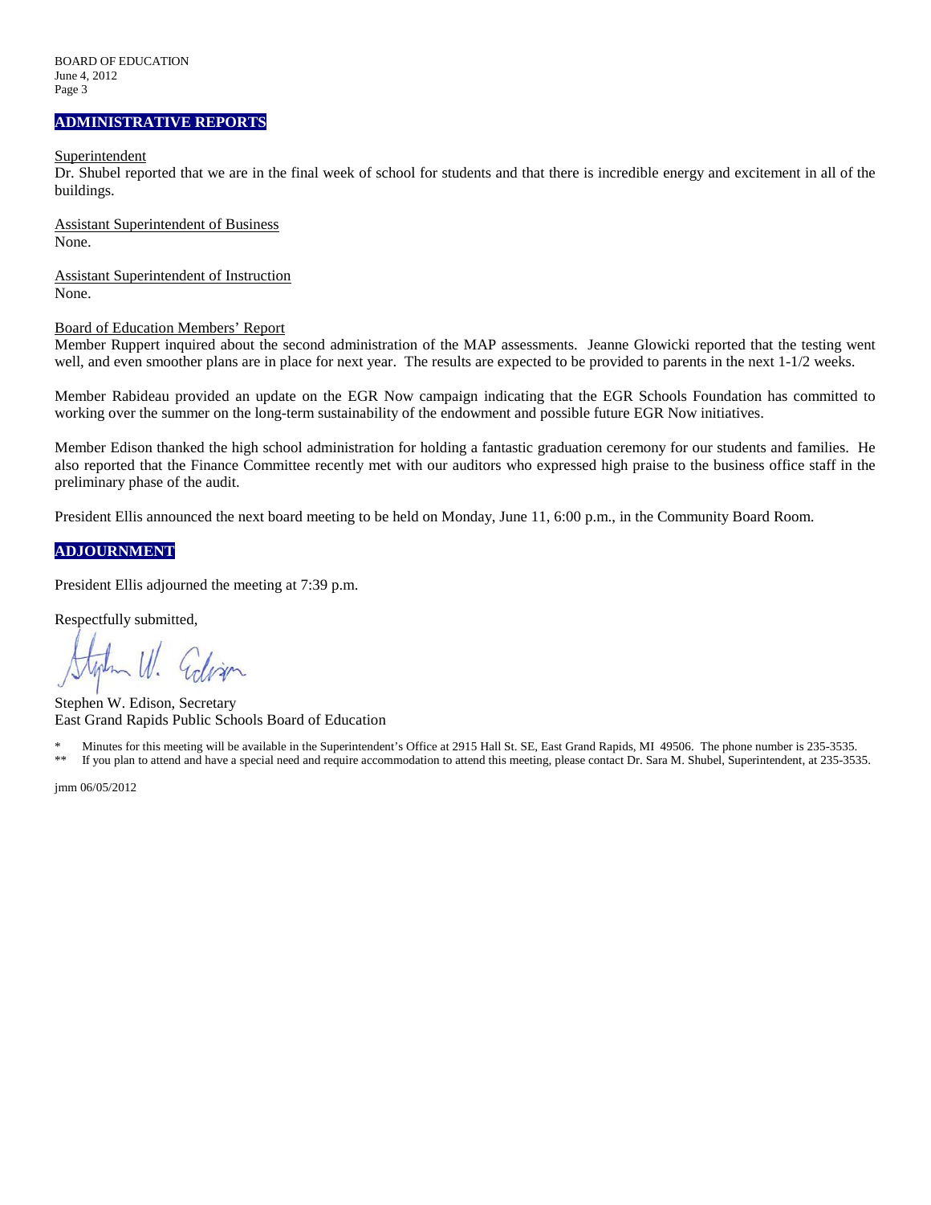## ADMINISTRATIVE REPORTS

Superintendent
Dr. Shubel reported that we are in the final week of school for students and that there is incredible energy and excitement in all of the buildings.

Assistant Superintendent of Business
None.

Assistant Superintendent of Instruction
None.

Board of Education Members' Report
Member Ruppert inquired about the second administration of the MAP assessments. Jeanne Glowicki reported that the testing went well, and even smoother plans are in place for next year. The results are expected to be provided to parents in the next 1-1/2 weeks.

Member Rabideau provided an update on the EGR Now campaign indicating that the EGR Schools Foundation has committed to working over the summer on the long-term sustainability of the endowment and possible future EGR Now initiatives.

Member Edison thanked the high school administration for holding a fantastic graduation ceremony for our students and families. He also reported that the Finance Committee recently met with our auditors who expressed high praise to the business office staff in the preliminary phase of the audit.

President Ellis announced the next board meeting to be held on Monday, June 11, 6:00 p.m., in the Community Board Room.

## ADJOURNMENT

President Ellis adjourned the meeting at 7:39 p.m.

Respectfully submitted,

Stephen W. Edison, Secretary
East Grand Rapids Public Schools Board of Education

\* Minutes for this meeting will be available in the Superintendent's Office at 2915 Hall St. SE, East Grand Rapids, MI 49506. The phone number is 235-3535.
\*\* If you plan to attend and have a special need and require accommodation to attend this meeting, please contact Dr. Sara M. Shubel, Superintendent, at 235-3535.

jmm 06/05/2012